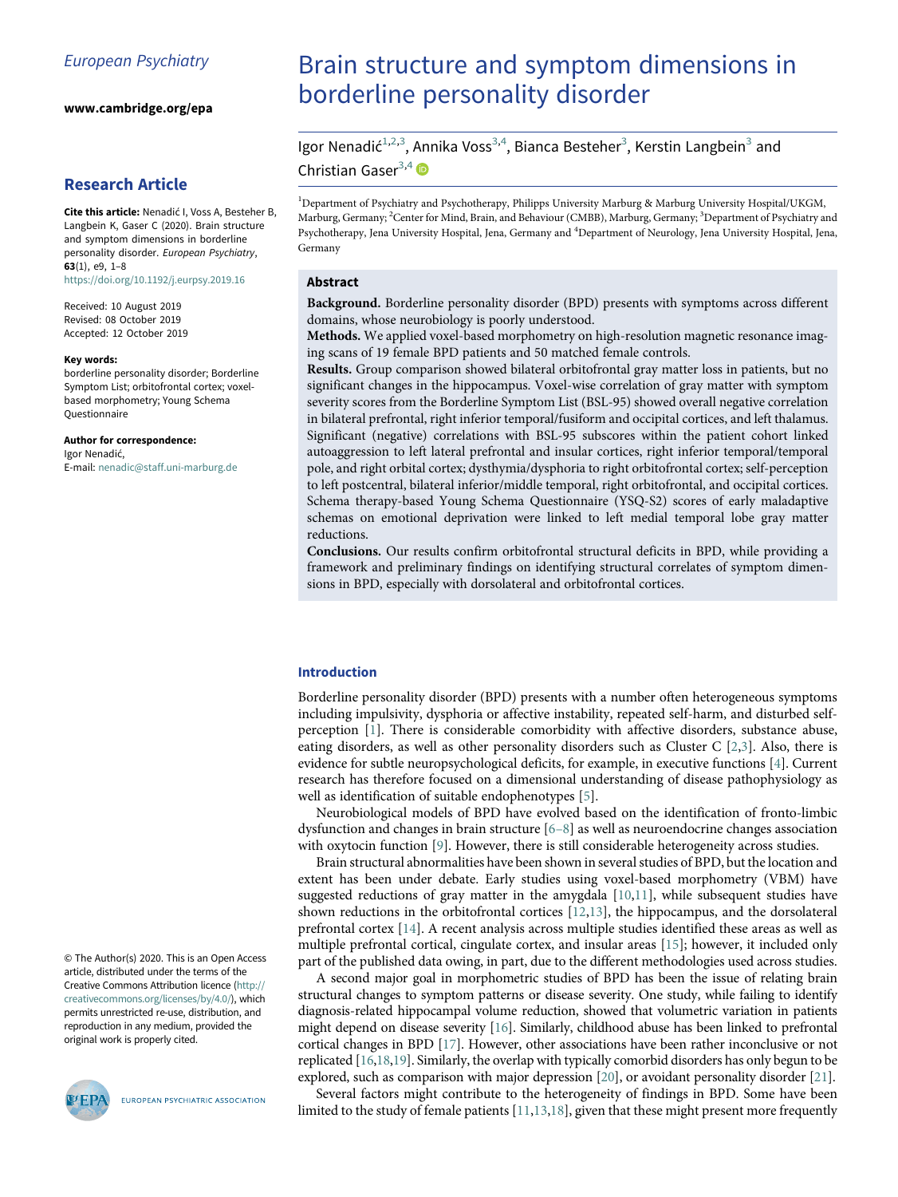European Psychiatry

www.cambridge.org/epa

## Research Article

**Cite this article:** Nenadić I, Voss A, Besteher B, Langbein K, Gaser C (2020). Brain structure and symptom dimensions in borderline personality disorder. *European Psychiatry*, **63**(1), e9, 1–8
https://doi.org/10.1192/j.eurpsy.2019.16

Received: 10 August 2019
Revised: 08 October 2019
Accepted: 12 October 2019

**Key words:**
borderline personality disorder; Borderline Symptom List; orbitofrontal cortex; voxel-based morphometry; Young Schema Questionnaire

**Author for correspondence:**
Igor Nenadić,
E-mail: nenadic@staff.uni-marburg.de

© The Author(s) 2020. This is an Open Access article, distributed under the terms of the Creative Commons Attribution licence (http://creativecommons.org/licenses/by/4.0/), which permits unrestricted re-use, distribution, and reproduction in any medium, provided the original work is properly cited.

# Brain structure and symptom dimensions in borderline personality disorder

Igor Nenadić[1,2,3], Annika Voss[3,4], Bianca Besteher[3], Kerstin Langbein[3] and Christian Gaser[3,4]

[1]Department of Psychiatry and Psychotherapy, Philipps University Marburg & Marburg University Hospital/UKGM, Marburg, Germany; [2]Center for Mind, Brain, and Behaviour (CMBB), Marburg, Germany; [3]Department of Psychiatry and Psychotherapy, Jena University Hospital, Jena, Germany and [4]Department of Neurology, Jena University Hospital, Jena, Germany

## Abstract

**Background.** Borderline personality disorder (BPD) presents with symptoms across different domains, whose neurobiology is poorly understood.

**Methods.** We applied voxel-based morphometry on high-resolution magnetic resonance imaging scans of 19 female BPD patients and 50 matched female controls.

**Results.** Group comparison showed bilateral orbitofrontal gray matter loss in patients, but no significant changes in the hippocampus. Voxel-wise correlation of gray matter with symptom severity scores from the Borderline Symptom List (BSL-95) showed overall negative correlation in bilateral prefrontal, right inferior temporal/fusiform and occipital cortices, and left thalamus. Significant (negative) correlations with BSL-95 subscores within the patient cohort linked autoaggression to left lateral prefrontal and insular cortices, right inferior temporal/temporal pole, and right orbital cortex; dysthymia/dysphoria to right orbitofrontal cortex; self-perception to left postcentral, bilateral inferior/middle temporal, right orbitofrontal, and occipital cortices. Schema therapy-based Young Schema Questionnaire (YSQ-S2) scores of early maladaptive schemas on emotional deprivation were linked to left medial temporal lobe gray matter reductions.

**Conclusions.** Our results confirm orbitofrontal structural deficits in BPD, while providing a framework and preliminary findings on identifying structural correlates of symptom dimensions in BPD, especially with dorsolateral and orbitofrontal cortices.

## Introduction

Borderline personality disorder (BPD) presents with a number often heterogeneous symptoms including impulsivity, dysphoria or affective instability, repeated self-harm, and disturbed self-perception [1]. There is considerable comorbidity with affective disorders, substance abuse, eating disorders, as well as other personality disorders such as Cluster C [2,3]. Also, there is evidence for subtle neuropsychological deficits, for example, in executive functions [4]. Current research has therefore focused on a dimensional understanding of disease pathophysiology as well as identification of suitable endophenotypes [5].

Neurobiological models of BPD have evolved based on the identification of fronto-limbic dysfunction and changes in brain structure [6–8] as well as neuroendocrine changes association with oxytocin function [9]. However, there is still considerable heterogeneity across studies.

Brain structural abnormalities have been shown in several studies of BPD, but the location and extent has been under debate. Early studies using voxel-based morphometry (VBM) have suggested reductions of gray matter in the amygdala [10,11], while subsequent studies have shown reductions in the orbitofrontal cortices [12,13], the hippocampus, and the dorsolateral prefrontal cortex [14]. A recent analysis across multiple studies identified these areas as well as multiple prefrontal cortical, cingulate cortex, and insular areas [15]; however, it included only part of the published data owing, in part, due to the different methodologies used across studies.

A second major goal in morphometric studies of BPD has been the issue of relating brain structural changes to symptom patterns or disease severity. One study, while failing to identify diagnosis-related hippocampal volume reduction, showed that volumetric variation in patients might depend on disease severity [16]. Similarly, childhood abuse has been linked to prefrontal cortical changes in BPD [17]. However, other associations have been rather inconclusive or not replicated [16,18,19]. Similarly, the overlap with typically comorbid disorders has only begun to be explored, such as comparison with major depression [20], or avoidant personality disorder [21].

Several factors might contribute to the heterogeneity of findings in BPD. Some have been limited to the study of female patients [11,13,18], given that these might present more frequently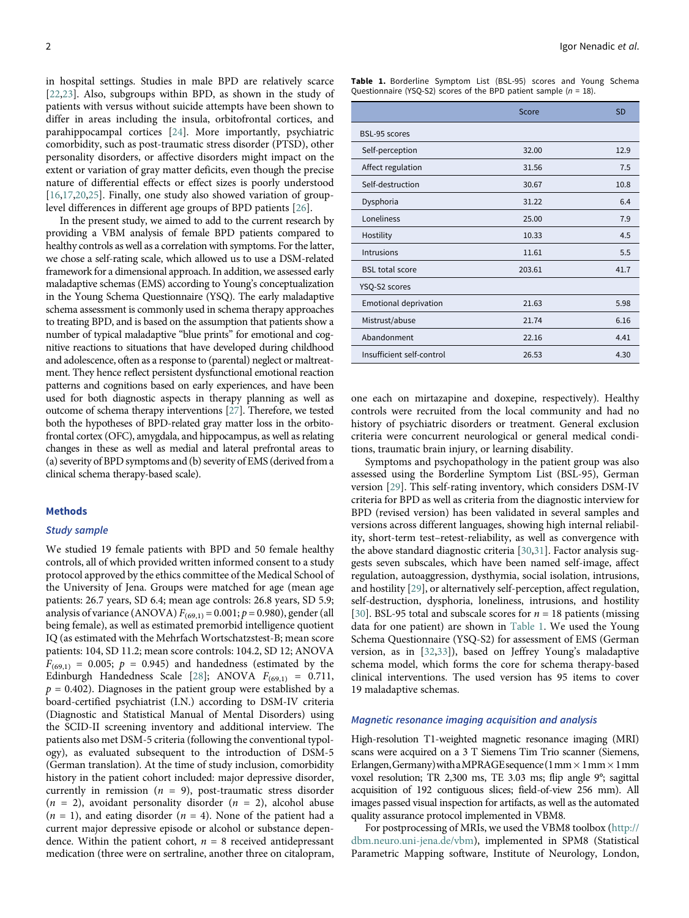in hospital settings. Studies in male BPD are relatively scarce [22,23]. Also, subgroups within BPD, as shown in the study of patients with versus without suicide attempts have been shown to differ in areas including the insula, orbitofrontal cortices, and parahippocampal cortices [24]. More importantly, psychiatric comorbidity, such as post-traumatic stress disorder (PTSD), other personality disorders, or affective disorders might impact on the extent or variation of gray matter deficits, even though the precise nature of differential effects or effect sizes is poorly understood [16,17,20,25]. Finally, one study also showed variation of group-level differences in different age groups of BPD patients [26].

In the present study, we aimed to add to the current research by providing a VBM analysis of female BPD patients compared to healthy controls as well as a correlation with symptoms. For the latter, we chose a self-rating scale, which allowed us to use a DSM-related framework for a dimensional approach. In addition, we assessed early maladaptive schemas (EMS) according to Young's conceptualization in the Young Schema Questionnaire (YSQ). The early maladaptive schema assessment is commonly used in schema therapy approaches to treating BPD, and is based on the assumption that patients show a number of typical maladaptive "blue prints" for emotional and cognitive reactions to situations that have developed during childhood and adolescence, often as a response to (parental) neglect or maltreatment. They hence reflect persistent dysfunctional emotional reaction patterns and cognitions based on early experiences, and have been used for both diagnostic aspects in therapy planning as well as outcome of schema therapy interventions [27]. Therefore, we tested both the hypotheses of BPD-related gray matter loss in the orbitofrontal cortex (OFC), amygdala, and hippocampus, as well as relating changes in these as well as medial and lateral prefrontal areas to (a) severity of BPD symptoms and (b) severity of EMS (derived from a clinical schema therapy-based scale).

## Methods

### Study sample

We studied 19 female patients with BPD and 50 female healthy controls, all of which provided written informed consent to a study protocol approved by the ethics committee of the Medical School of the University of Jena. Groups were matched for age (mean age patients: 26.7 years, SD 6.4; mean age controls: 26.8 years, SD 5.9; analysis of variance (ANOVA) $F_{(69,1)} = 0.001$; $p = 0.980$), gender (all being female), as well as estimated premorbid intelligence quotient IQ (as estimated with the Mehrfach Wortschatztest-B; mean score patients: 104, SD 11.2; mean score controls: 104.2, SD 12; ANOVA $F_{(69,1)} = 0.005$; $p = 0.945$) and handedness (estimated by the Edinburgh Handedness Scale [28]; ANOVA $F_{(69,1)} = 0.711$, $p = 0.402$). Diagnoses in the patient group were established by a board-certified psychiatrist (I.N.) according to DSM-IV criteria (Diagnostic and Statistical Manual of Mental Disorders) using the SCID-II screening inventory and additional interview. The patients also met DSM-5 criteria (following the conventional typology), as evaluated subsequent to the introduction of DSM-5 (German translation). At the time of study inclusion, comorbidity history in the patient cohort included: major depressive disorder, currently in remission ($n$ = 9), post-traumatic stress disorder ($n$ = 2), avoidant personality disorder ($n$ = 2), alcohol abuse ($n$ = 1), and eating disorder ($n$ = 4). None of the patient had a current major depressive episode or alcohol or substance dependence. Within the patient cohort, $n$ = 8 received antidepressant medication (three were on sertraline, another three on citalopram, one each on mirtazapine and doxepine, respectively). Healthy controls were recruited from the local community and had no history of psychiatric disorders or treatment. General exclusion criteria were concurrent neurological or general medical conditions, traumatic brain injury, or learning disability.

Symptoms and psychopathology in the patient group was also assessed using the Borderline Symptom List (BSL-95), German version [29]. This self-rating inventory, which considers DSM-IV criteria for BPD as well as criteria from the diagnostic interview for BPD (revised version) has been validated in several samples and versions across different languages, showing high internal reliability, short-term test–retest-reliability, as well as convergence with the above standard diagnostic criteria [30,31]. Factor analysis suggests seven subscales, which have been named self-image, affect regulation, autoaggression, dysthymia, social isolation, intrusions, and hostility [29], or alternatively self-perception, affect regulation, self-destruction, dysphoria, loneliness, intrusions, and hostility [30]. BSL-95 total and subscale scores for $n$ = 18 patients (missing data for one patient) are shown in Table 1. We used the Young Schema Questionnaire (YSQ-S2) for assessment of EMS (German version, as in [32,33]), based on Jeffrey Young's maladaptive schema model, which forms the core for schema therapy-based clinical interventions. The used version has 95 items to cover 19 maladaptive schemas.

**Table 1.** Borderline Symptom List (BSL-95) scores and Young Schema Questionnaire (YSQ-S2) scores of the BPD patient sample ($n$ = 18).

| | Score | SD |
|---|---|---|
| BSL-95 scores | | |
| Self-perception | 32.00 | 12.9 |
| Affect regulation | 31.56 | 7.5 |
| Self-destruction | 30.67 | 10.8 |
| Dysphoria | 31.22 | 6.4 |
| Loneliness | 25.00 | 7.9 |
| Hostility | 10.33 | 4.5 |
| Intrusions | 11.61 | 5.5 |
| BSL total score | 203.61 | 41.7 |
| YSQ-S2 scores | | |
| Emotional deprivation | 21.63 | 5.98 |
| Mistrust/abuse | 21.74 | 6.16 |
| Abandonment | 22.16 | 4.41 |
| Insufficient self-control | 26.53 | 4.30 |

### Magnetic resonance imaging acquisition and analysis

High-resolution T1-weighted magnetic resonance imaging (MRI) scans were acquired on a 3 T Siemens Tim Trio scanner (Siemens, Erlangen, Germany) with a MPRAGE sequence (1 mm × 1 mm × 1 mm voxel resolution; TR 2,300 ms, TE 3.03 ms; flip angle 9°; sagittal acquisition of 192 contiguous slices; field-of-view 256 mm). All images passed visual inspection for artifacts, as well as the automated quality assurance protocol implemented in VBM8.

For postprocessing of MRIs, we used the VBM8 toolbox (http://dbm.neuro.uni-jena.de/vbm), implemented in SPM8 (Statistical Parametric Mapping software, Institute of Neurology, London,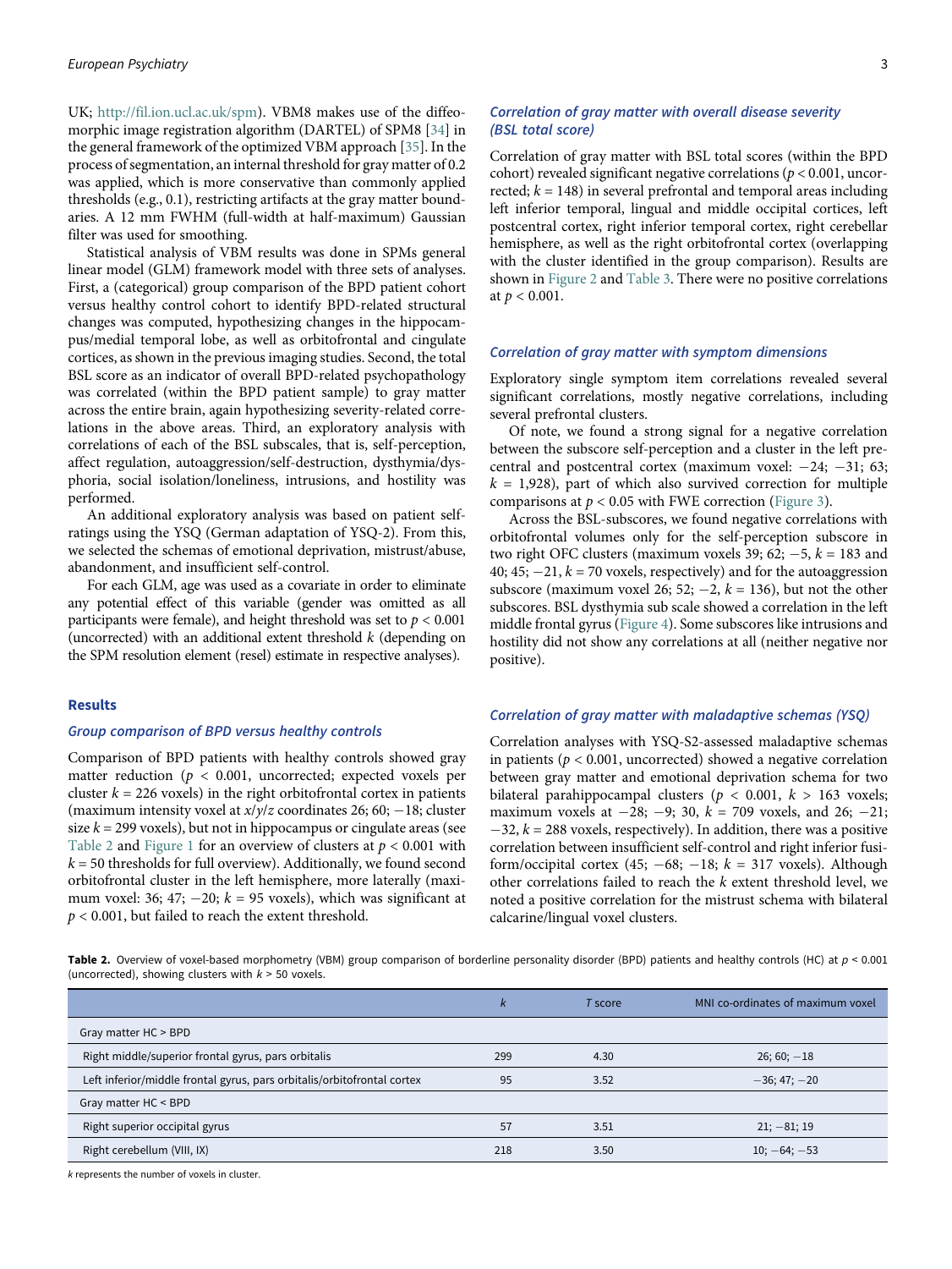UK; http://fil.ion.ucl.ac.uk/spm). VBM8 makes use of the diffeomorphic image registration algorithm (DARTEL) of SPM8 [34] in the general framework of the optimized VBM approach [35]. In the process of segmentation, an internal threshold for gray matter of 0.2 was applied, which is more conservative than commonly applied thresholds (e.g., 0.1), restricting artifacts at the gray matter boundaries. A 12 mm FWHM (full-width at half-maximum) Gaussian filter was used for smoothing.

Statistical analysis of VBM results was done in SPMs general linear model (GLM) framework model with three sets of analyses. First, a (categorical) group comparison of the BPD patient cohort versus healthy control cohort to identify BPD-related structural changes was computed, hypothesizing changes in the hippocampus/medial temporal lobe, as well as orbitofrontal and cingulate cortices, as shown in the previous imaging studies. Second, the total BSL score as an indicator of overall BPD-related psychopathology was correlated (within the BPD patient sample) to gray matter across the entire brain, again hypothesizing severity-related correlations in the above areas. Third, an exploratory analysis with correlations of each of the BSL subscales, that is, self-perception, affect regulation, autoaggression/self-destruction, dysthymia/dysphoria, social isolation/loneliness, intrusions, and hostility was performed.

An additional exploratory analysis was based on patient self-ratings using the YSQ (German adaptation of YSQ-2). From this, we selected the schemas of emotional deprivation, mistrust/abuse, abandonment, and insufficient self-control.

For each GLM, age was used as a covariate in order to eliminate any potential effect of this variable (gender was omitted as all participants were female), and height threshold was set to $p < 0.001$ (uncorrected) with an additional extent threshold $k$ (depending on the SPM resolution element (resel) estimate in respective analyses).

## Results

### Group comparison of BPD versus healthy controls

Comparison of BPD patients with healthy controls showed gray matter reduction ($p < 0.001$, uncorrected; expected voxels per cluster $k = 226$ voxels) in the right orbitofrontal cortex in patients (maximum intensity voxel at $x/y/z$ coordinates 26; 60; −18; cluster size $k = 299$ voxels), but not in hippocampus or cingulate areas (see Table 2 and Figure 1 for an overview of clusters at $p < 0.001$ with $k = 50$ thresholds for full overview). Additionally, we found second orbitofrontal cluster in the left hemisphere, more laterally (maximum voxel: 36; 47; −20; $k = 95$ voxels), which was significant at $p < 0.001$, but failed to reach the extent threshold.

### Correlation of gray matter with overall disease severity (BSL total score)

Correlation of gray matter with BSL total scores (within the BPD cohort) revealed significant negative correlations ($p < 0.001$, uncorrected; $k = 148$) in several prefrontal and temporal areas including left inferior temporal, lingual and middle occipital cortices, left postcentral cortex, right inferior temporal cortex, right cerebellar hemisphere, as well as the right orbitofrontal cortex (overlapping with the cluster identified in the group comparison). Results are shown in Figure 2 and Table 3. There were no positive correlations at $p < 0.001$.

### Correlation of gray matter with symptom dimensions

Exploratory single symptom item correlations revealed several significant correlations, mostly negative correlations, including several prefrontal clusters.

Of note, we found a strong signal for a negative correlation between the subscore self-perception and a cluster in the left precentral and postcentral cortex (maximum voxel: −24; −31; 63; $k = 1{,}928$), part of which also survived correction for multiple comparisons at $p < 0.05$ with FWE correction (Figure 3).

Across the BSL-subscores, we found negative correlations with orbitofrontal volumes only for the self-perception subscore in two right OFC clusters (maximum voxels 39; 62; −5, $k = 183$ and 40; 45; −21, $k = 70$ voxels, respectively) and for the autoaggression subscore (maximum voxel 26; 52; −2, $k = 136$), but not the other subscores. BSL dysthymia sub scale showed a correlation in the left middle frontal gyrus (Figure 4). Some subscores like intrusions and hostility did not show any correlations at all (neither negative nor positive).

### Correlation of gray matter with maladaptive schemas (YSQ)

Correlation analyses with YSQ-S2-assessed maladaptive schemas in patients ($p < 0.001$, uncorrected) showed a negative correlation between gray matter and emotional deprivation schema for two bilateral parahippocampal clusters ($p < 0.001$, $k > 163$ voxels; maximum voxels at −28; −9; 30, $k = 709$ voxels, and 26; −21; −32, $k = 288$ voxels, respectively). In addition, there was a positive correlation between insufficient self-control and right inferior fusiform/occipital cortex (45; −68; −18; $k = 317$ voxels). Although other correlations failed to reach the $k$ extent threshold level, we noted a positive correlation for the mistrust schema with bilateral calcarine/lingual voxel clusters.

**Table 2.** Overview of voxel-based morphometry (VBM) group comparison of borderline personality disorder (BPD) patients and healthy controls (HC) at $p < 0.001$ (uncorrected), showing clusters with $k > 50$ voxels.

| | $k$ | $T$ score | MNI co-ordinates of maximum voxel |
|---|---|---|---|
| Gray matter HC > BPD | | | |
| Right middle/superior frontal gyrus, pars orbitalis | 299 | 4.30 | 26; 60; −18 |
| Left inferior/middle frontal gyrus, pars orbitalis/orbitofrontal cortex | 95 | 3.52 | −36; 47; −20 |
| Gray matter HC < BPD | | | |
| Right superior occipital gyrus | 57 | 3.51 | 21; −81; 19 |
| Right cerebellum (VIII, IX) | 218 | 3.50 | 10; −64; −53 |

$k$ represents the number of voxels in cluster.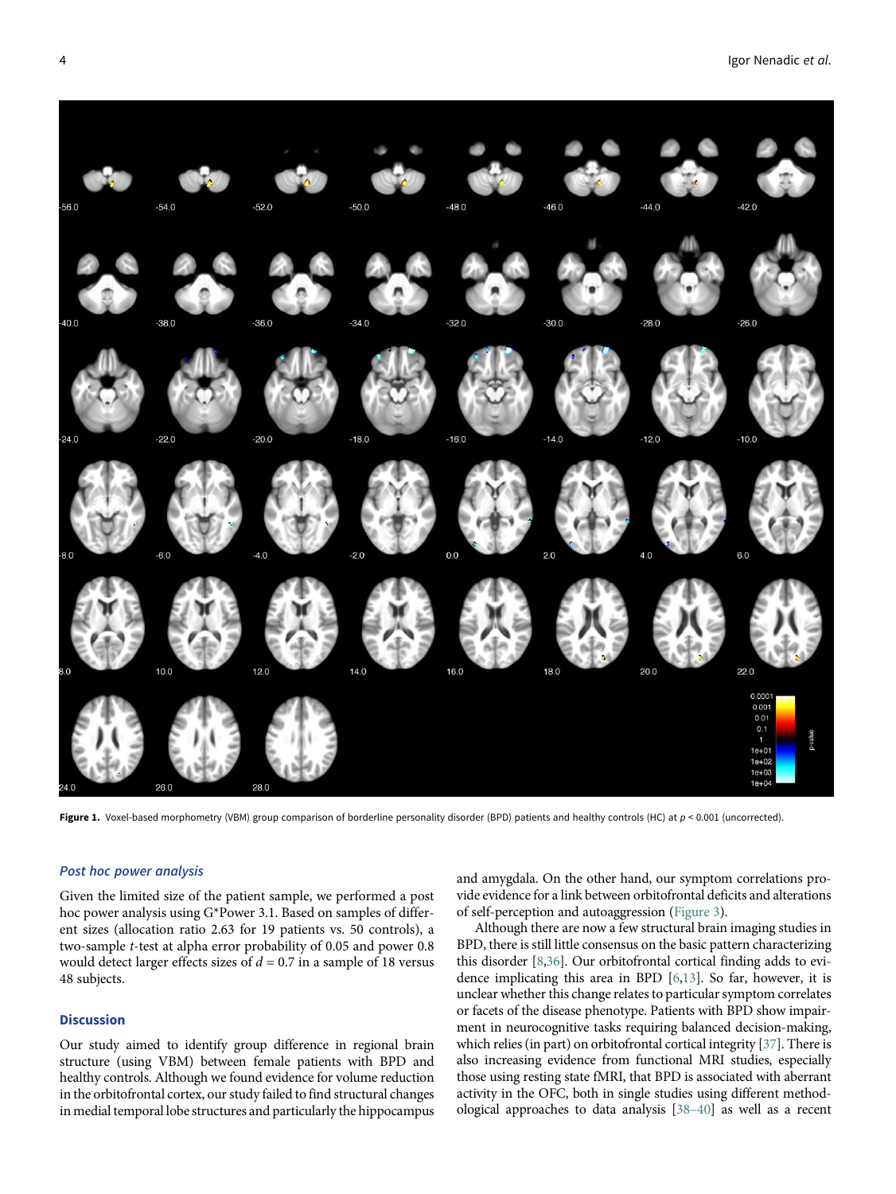**Figure 1.** Voxel-based morphometry (VBM) group comparison of borderline personality disorder (BPD) patients and healthy controls (HC) at $p < 0.001$ (uncorrected).

### *Post hoc power analysis*

Given the limited size of the patient sample, we performed a post hoc power analysis using G*Power 3.1. Based on samples of different sizes (allocation ratio 2.63 for 19 patients vs. 50 controls), a two-sample $t$-test at alpha error probability of 0.05 and power 0.8 would detect larger effects sizes of $d = 0.7$ in a sample of 18 versus 48 subjects.

## Discussion

Our study aimed to identify group difference in regional brain structure (using VBM) between female patients with BPD and healthy controls. Although we found evidence for volume reduction in the orbitofrontal cortex, our study failed to find structural changes in medial temporal lobe structures and particularly the hippocampus and amygdala. On the other hand, our symptom correlations provide evidence for a link between orbitofrontal deficits and alterations of self-perception and autoaggression (Figure 3).

Although there are now a few structural brain imaging studies in BPD, there is still little consensus on the basic pattern characterizing this disorder [8,36]. Our orbitofrontal cortical finding adds to evidence implicating this area in BPD [6,13]. So far, however, it is unclear whether this change relates to particular symptom correlates or facets of the disease phenotype. Patients with BPD show impairment in neurocognitive tasks requiring balanced decision-making, which relies (in part) on orbitofrontal cortical integrity [37]. There is also increasing evidence from functional MRI studies, especially those using resting state fMRI, that BPD is associated with aberrant activity in the OFC, both in single studies using different methodological approaches to data analysis [38–40] as well as a recent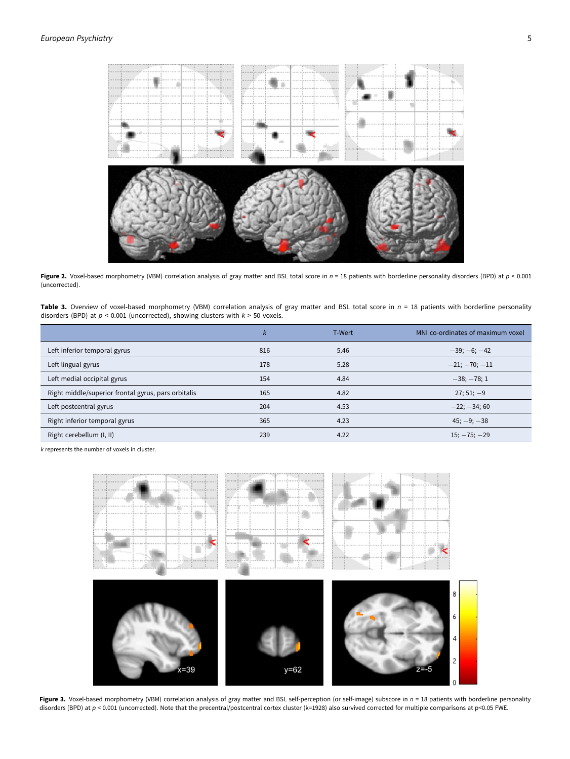**Figure 2.** Voxel-based morphometry (VBM) correlation analysis of gray matter and BSL total score in $n$ = 18 patients with borderline personality disorders (BPD) at $p$ < 0.001 (uncorrected).

**Table 3.** Overview of voxel-based morphometry (VBM) correlation analysis of gray matter and BSL total score in $n$ = 18 patients with borderline personality disorders (BPD) at $p$ < 0.001 (uncorrected), showing clusters with $k$ > 50 voxels.

| | $k$ | T-Wert | MNI co-ordinates of maximum voxel |
|---|---|---|---|
| Left inferior temporal gyrus | 816 | 5.46 | −39; −6; −42 |
| Left lingual gyrus | 178 | 5.28 | −21; −70; −11 |
| Left medial occipital gyrus | 154 | 4.84 | −38; −78; 1 |
| Right middle/superior frontal gyrus, pars orbitalis | 165 | 4.82 | 27; 51; −9 |
| Left postcentral gyrus | 204 | 4.53 | −22; −34; 60 |
| Right inferior temporal gyrus | 365 | 4.23 | 45; −9; −38 |
| Right cerebellum (I, II) | 239 | 4.22 | 15; −75; −29 |

$k$ represents the number of voxels in cluster.

**Figure 3.** Voxel-based morphometry (VBM) correlation analysis of gray matter and BSL self-perception (or self-image) subscore in $n$ = 18 patients with borderline personality disorders (BPD) at $p$ < 0.001 (uncorrected). Note that the precentral/postcentral cortex cluster (k=1928) also survived corrected for multiple comparisons at p<0.05 FWE.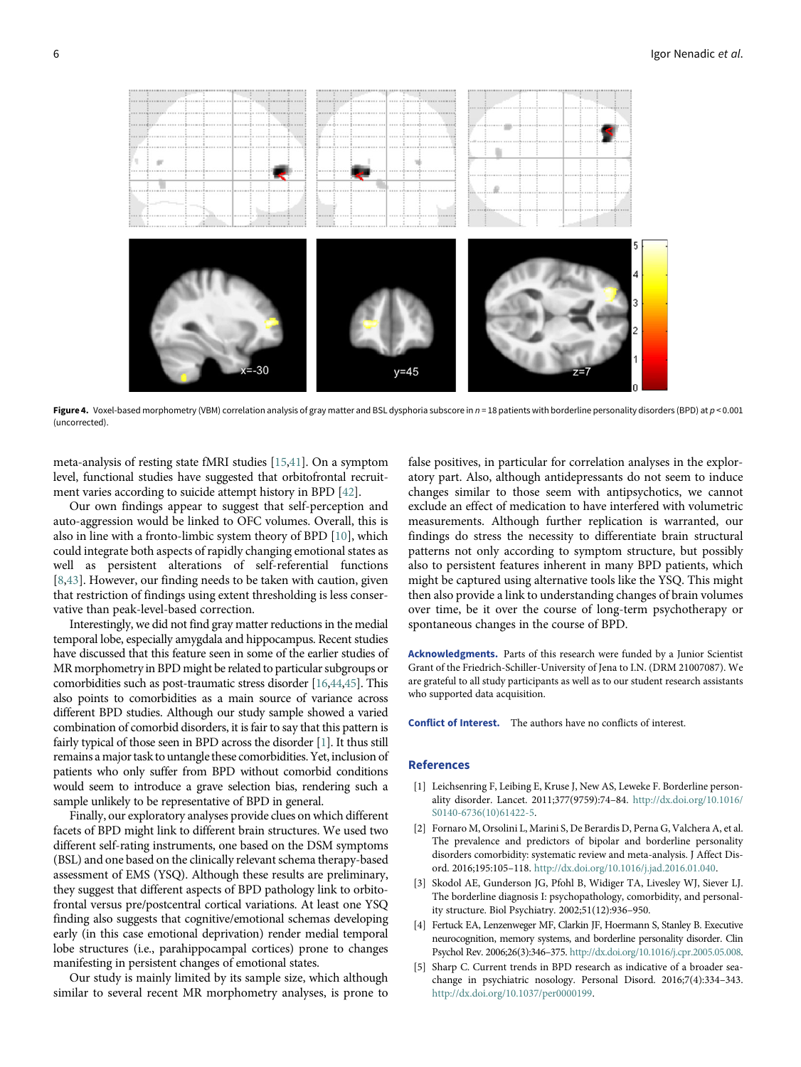**Figure 4.** Voxel-based morphometry (VBM) correlation analysis of gray matter and BSL dysphoria subscore in $n = 18$ patients with borderline personality disorders (BPD) at $p < 0.001$ (uncorrected).

meta-analysis of resting state fMRI studies [15,41]. On a symptom level, functional studies have suggested that orbitofrontal recruitment varies according to suicide attempt history in BPD [42].

Our own findings appear to suggest that self-perception and auto-aggression would be linked to OFC volumes. Overall, this is also in line with a fronto-limbic system theory of BPD [10], which could integrate both aspects of rapidly changing emotional states as well as persistent alterations of self-referential functions [8,43]. However, our finding needs to be taken with caution, given that restriction of findings using extent thresholding is less conservative than peak-level-based correction.

Interestingly, we did not find gray matter reductions in the medial temporal lobe, especially amygdala and hippocampus. Recent studies have discussed that this feature seen in some of the earlier studies of MR morphometry in BPD might be related to particular subgroups or comorbidities such as post-traumatic stress disorder [16,44,45]. This also points to comorbidities as a main source of variance across different BPD studies. Although our study sample showed a varied combination of comorbid disorders, it is fair to say that this pattern is fairly typical of those seen in BPD across the disorder [1]. It thus still remains a major task to untangle these comorbidities. Yet, inclusion of patients who only suffer from BPD without comorbid conditions would seem to introduce a grave selection bias, rendering such a sample unlikely to be representative of BPD in general.

Finally, our exploratory analyses provide clues on which different facets of BPD might link to different brain structures. We used two different self-rating instruments, one based on the DSM symptoms (BSL) and one based on the clinically relevant schema therapy-based assessment of EMS (YSQ). Although these results are preliminary, they suggest that different aspects of BPD pathology link to orbitofrontal versus pre/postcentral cortical variations. At least one YSQ finding also suggests that cognitive/emotional schemas developing early (in this case emotional deprivation) render medial temporal lobe structures (i.e., parahippocampal cortices) prone to changes manifesting in persistent changes of emotional states.

Our study is mainly limited by its sample size, which although similar to several recent MR morphometry analyses, is prone to false positives, in particular for correlation analyses in the exploratory part. Also, although antidepressants do not seem to induce changes similar to those seem with antipsychotics, we cannot exclude an effect of medication to have interfered with volumetric measurements. Although further replication is warranted, our findings do stress the necessity to differentiate brain structural patterns not only according to symptom structure, but possibly also to persistent features inherent in many BPD patients, which might be captured using alternative tools like the YSQ. This might then also provide a link to understanding changes of brain volumes over time, be it over the course of long-term psychotherapy or spontaneous changes in the course of BPD.

**Acknowledgments.** Parts of this research were funded by a Junior Scientist Grant of the Friedrich-Schiller-University of Jena to I.N. (DRM 21007087). We are grateful to all study participants as well as to our student research assistants who supported data acquisition.

**Conflict of Interest.** The authors have no conflicts of interest.

## References

[1] Leichsenring F, Leibing E, Kruse J, New AS, Leweke F. Borderline personality disorder. Lancet. 2011;377(9759):74–84. http://dx.doi.org/10.1016/S0140-6736(10)61422-5.

[2] Fornaro M, Orsolini L, Marini S, De Berardis D, Perna G, Valchera A, et al. The prevalence and predictors of bipolar and borderline personality disorders comorbidity: systematic review and meta-analysis. J Affect Disord. 2016;195:105–118. http://dx.doi.org/10.1016/j.jad.2016.01.040.

[3] Skodol AE, Gunderson JG, Pfohl B, Widiger TA, Livesley WJ, Siever LJ. The borderline diagnosis I: psychopathology, comorbidity, and personality structure. Biol Psychiatry. 2002;51(12):936–950.

[4] Fertuck EA, Lenzenweger MF, Clarkin JF, Hoermann S, Stanley B. Executive neurocognition, memory systems, and borderline personality disorder. Clin Psychol Rev. 2006;26(3):346–375. http://dx.doi.org/10.1016/j.cpr.2005.05.008.

[5] Sharp C. Current trends in BPD research as indicative of a broader sea-change in psychiatric nosology. Personal Disord. 2016;7(4):334–343. http://dx.doi.org/10.1037/per0000199.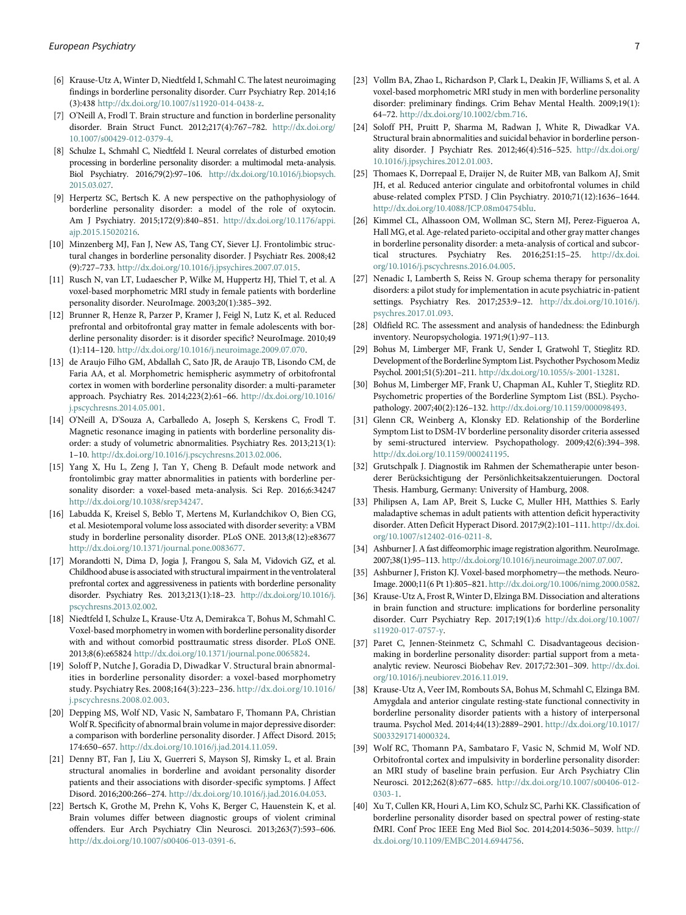[6] Krause-Utz A, Winter D, Niedtfeld I, Schmahl C. The latest neuroimaging findings in borderline personality disorder. Curr Psychiatry Rep. 2014;16(3):438 http://dx.doi.org/10.1007/s11920-014-0438-z.

[7] O'Neill A, Frodl T. Brain structure and function in borderline personality disorder. Brain Struct Funct. 2012;217(4):767–782. http://dx.doi.org/10.1007/s00429-012-0379-4.

[8] Schulze L, Schmahl C, Niedtfeld I. Neural correlates of disturbed emotion processing in borderline personality disorder: a multimodal meta-analysis. Biol Psychiatry. 2016;79(2):97–106. http://dx.doi.org/10.1016/j.biopsych.2015.03.027.

[9] Herpertz SC, Bertsch K. A new perspective on the pathophysiology of borderline personality disorder: a model of the role of oxytocin. Am J Psychiatry. 2015;172(9):840–851. http://dx.doi.org/10.1176/appi.ajp.2015.15020216.

[10] Minzenberg MJ, Fan J, New AS, Tang CY, Siever LJ. Frontolimbic structural changes in borderline personality disorder. J Psychiatr Res. 2008;42(9):727–733. http://dx.doi.org/10.1016/j.jpsychires.2007.07.015.

[11] Rusch N, van LT, Ludaescher P, Wilke M, Huppertz HJ, Thiel T, et al. A voxel-based morphometric MRI study in female patients with borderline personality disorder. NeuroImage. 2003;20(1):385–392.

[12] Brunner R, Henze R, Parzer P, Kramer J, Feigl N, Lutz K, et al. Reduced prefrontal and orbitofrontal gray matter in female adolescents with borderline personality disorder: is it disorder specific? NeuroImage. 2010;49(1):114–120. http://dx.doi.org/10.1016/j.neuroimage.2009.07.070.

[13] de Araujo Filho GM, Abdallah C, Sato JR, de Araujo TB, Lisondo CM, de Faria AA, et al. Morphometric hemispheric asymmetry of orbitofrontal cortex in women with borderline personality disorder: a multi-parameter approach. Psychiatry Res. 2014;223(2):61–66. http://dx.doi.org/10.1016/j.pscychresns.2014.05.001.

[14] O'Neill A, D'Souza A, Carballedo A, Joseph S, Kerskens C, Frodl T. Magnetic resonance imaging in patients with borderline personality disorder: a study of volumetric abnormalities. Psychiatry Res. 2013;213(1):1–10. http://dx.doi.org/10.1016/j.pscychresns.2013.02.006.

[15] Yang X, Hu L, Zeng J, Tan Y, Cheng B. Default mode network and frontolimbic gray matter abnormalities in patients with borderline personality disorder: a voxel-based meta-analysis. Sci Rep. 2016;6:34247 http://dx.doi.org/10.1038/srep34247.

[16] Labudda K, Kreisel S, Beblo T, Mertens M, Kurlandchikov O, Bien CG, et al. Mesiotemporal volume loss associated with disorder severity: a VBM study in borderline personality disorder. PLoS ONE. 2013;8(12):e83677 http://dx.doi.org/10.1371/journal.pone.0083677.

[17] Morandotti N, Dima D, Jogia J, Frangou S, Sala M, Vidovich GZ, et al. Childhood abuse is associated with structural impairment in the ventrolateral prefrontal cortex and aggressiveness in patients with borderline personality disorder. Psychiatry Res. 2013;213(1):18–23. http://dx.doi.org/10.1016/j.pscychresns.2013.02.002.

[18] Niedtfeld I, Schulze L, Krause-Utz A, Demirakca T, Bohus M, Schmahl C. Voxel-based morphometry in women with borderline personality disorder with and without comorbid posttraumatic stress disorder. PLoS ONE. 2013;8(6):e65824 http://dx.doi.org/10.1371/journal.pone.0065824.

[19] Soloff P, Nutche J, Goradia D, Diwadkar V. Structural brain abnormalities in borderline personality disorder: a voxel-based morphometry study. Psychiatry Res. 2008;164(3):223–236. http://dx.doi.org/10.1016/j.pscychresns.2008.02.003.

[20] Depping MS, Wolf ND, Vasic N, Sambataro F, Thomann PA, Christian Wolf R. Specificity of abnormal brain volume in major depressive disorder: a comparison with borderline personality disorder. J Affect Disord. 2015;174:650–657. http://dx.doi.org/10.1016/j.jad.2014.11.059.

[21] Denny BT, Fan J, Liu X, Guerreri S, Mayson SJ, Rimsky L, et al. Brain structural anomalies in borderline and avoidant personality disorder patients and their associations with disorder-specific symptoms. J Affect Disord. 2016;200:266–274. http://dx.doi.org/10.1016/j.jad.2016.04.053.

[22] Bertsch K, Grothe M, Prehn K, Vohs K, Berger C, Hauenstein K, et al. Brain volumes differ between diagnostic groups of violent criminal offenders. Eur Arch Psychiatry Clin Neurosci. 2013;263(7):593–606. http://dx.doi.org/10.1007/s00406-013-0391-6.

[23] Vollm BA, Zhao L, Richardson P, Clark L, Deakin JF, Williams S, et al. A voxel-based morphometric MRI study in men with borderline personality disorder: preliminary findings. Crim Behav Mental Health. 2009;19(1):64–72. http://dx.doi.org/10.1002/cbm.716.

[24] Soloff PH, Pruitt P, Sharma M, Radwan J, White R, Diwadkar VA. Structural brain abnormalities and suicidal behavior in borderline personality disorder. J Psychiatr Res. 2012;46(4):516–525. http://dx.doi.org/10.1016/j.jpsychires.2012.01.003.

[25] Thomaes K, Dorrepaal E, Draijer N, de Ruiter MB, van Balkom AJ, Smit JH, et al. Reduced anterior cingulate and orbitofrontal volumes in child abuse-related complex PTSD. J Clin Psychiatry. 2010;71(12):1636–1644. http://dx.doi.org/10.4088/JCP.08m04754blu.

[26] Kimmel CL, Alhassoon OM, Wollman SC, Stern MJ, Perez-Figueroa A, Hall MG, et al. Age-related parieto-occipital and other gray matter changes in borderline personality disorder: a meta-analysis of cortical and subcortical structures. Psychiatry Res. 2016;251:15–25. http://dx.doi.org/10.1016/j.pscychresns.2016.04.005.

[27] Nenadic I, Lamberth S, Reiss N. Group schema therapy for personality disorders: a pilot study for implementation in acute psychiatric in-patient settings. Psychiatry Res. 2017;253:9–12. http://dx.doi.org/10.1016/j.psychres.2017.01.093.

[28] Oldfield RC. The assessment and analysis of handedness: the Edinburgh inventory. Neuropsychologia. 1971;9(1):97–113.

[29] Bohus M, Limberger MF, Frank U, Sender I, Gratwohl T, Stieglitz RD. Development of the Borderline Symptom List. Psychother Psychosom Mediz Psychol. 2001;51(5):201–211. http://dx.doi.org/10.1055/s-2001-13281.

[30] Bohus M, Limberger MF, Frank U, Chapman AL, Kuhler T, Stieglitz RD. Psychometric properties of the Borderline Symptom List (BSL). Psychopathology. 2007;40(2):126–132. http://dx.doi.org/10.1159/000098493.

[31] Glenn CR, Weinberg A, Klonsky ED. Relationship of the Borderline Symptom List to DSM-IV borderline personality disorder criteria assessed by semi-structured interview. Psychopathology. 2009;42(6):394–398. http://dx.doi.org/10.1159/000241195.

[32] Grutschpalk J. Diagnostik im Rahmen der Schematherapie unter besonderer Berücksichtigung der Persönlichkeitsakzentuierungen. Doctoral Thesis. Hamburg, Germany: University of Hamburg, 2008.

[33] Philipsen A, Lam AP, Breit S, Lucke C, Muller HH, Matthies S. Early maladaptive schemas in adult patients with attention deficit hyperactivity disorder. Atten Deficit Hyperact Disord. 2017;9(2):101–111. http://dx.doi.org/10.1007/s12402-016-0211-8.

[34] Ashburner J. A fast diffeomorphic image registration algorithm. NeuroImage. 2007;38(1):95–113. http://dx.doi.org/10.1016/j.neuroimage.2007.07.007.

[35] Ashburner J, Friston KJ. Voxel-based morphometry—the methods. NeuroImage. 2000;11(6 Pt 1):805–821. http://dx.doi.org/10.1006/nimg.2000.0582.

[36] Krause-Utz A, Frost R, Winter D, Elzinga BM. Dissociation and alterations in brain function and structure: implications for borderline personality disorder. Curr Psychiatry Rep. 2017;19(1):6 http://dx.doi.org/10.1007/s11920-017-0757-y.

[37] Paret C, Jennen-Steinmetz C, Schmahl C. Disadvantageous decision-making in borderline personality disorder: partial support from a meta-analytic review. Neurosci Biobehav Rev. 2017;72:301–309. http://dx.doi.org/10.1016/j.neubiorev.2016.11.019.

[38] Krause-Utz A, Veer IM, Rombouts SA, Bohus M, Schmahl C, Elzinga BM. Amygdala and anterior cingulate resting-state functional connectivity in borderline personality disorder patients with a history of interpersonal trauma. Psychol Med. 2014;44(13):2889–2901. http://dx.doi.org/10.1017/S0033291714000324.

[39] Wolf RC, Thomann PA, Sambataro F, Vasic N, Schmid M, Wolf ND. Orbitofrontal cortex and impulsivity in borderline personality disorder: an MRI study of baseline brain perfusion. Eur Arch Psychiatry Clin Neurosci. 2012;262(8):677–685. http://dx.doi.org/10.1007/s00406-012-0303-1.

[40] Xu T, Cullen KR, Houri A, Lim KO, Schulz SC, Parhi KK. Classification of borderline personality disorder based on spectral power of resting-state fMRI. Conf Proc IEEE Eng Med Biol Soc. 2014;2014:5036–5039. http://dx.doi.org/10.1109/EMBC.2014.6944756.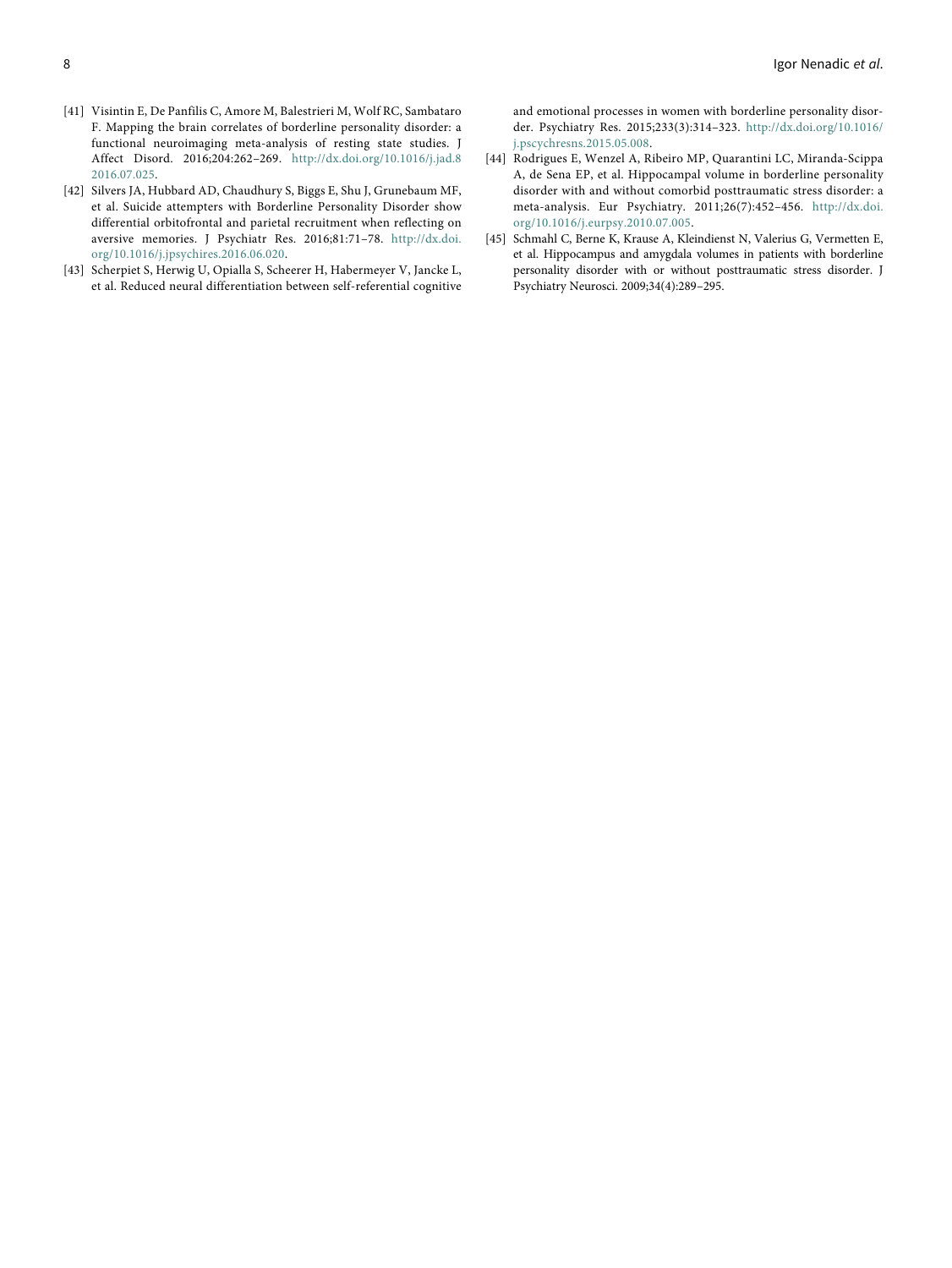[41] Visintin E, De Panfilis C, Amore M, Balestrieri M, Wolf RC, Sambataro F. Mapping the brain correlates of borderline personality disorder: a functional neuroimaging meta-analysis of resting state studies. J Affect Disord. 2016;204:262–269. http://dx.doi.org/10.1016/j.jad.2016.07.025.

[42] Silvers JA, Hubbard AD, Chaudhury S, Biggs E, Shu J, Grunebaum MF, et al. Suicide attempters with Borderline Personality Disorder show differential orbitofrontal and parietal recruitment when reflecting on aversive memories. J Psychiatr Res. 2016;81:71–78. http://dx.doi.org/10.1016/j.jpsychires.2016.06.020.

[43] Scherpiet S, Herwig U, Opialla S, Scheerer H, Habermeyer V, Jancke L, et al. Reduced neural differentiation between self-referential cognitive and emotional processes in women with borderline personality disorder. Psychiatry Res. 2015;233(3):314–323. http://dx.doi.org/10.1016/j.pscychresns.2015.05.008.

[44] Rodrigues E, Wenzel A, Ribeiro MP, Quarantini LC, Miranda-Scippa A, de Sena EP, et al. Hippocampal volume in borderline personality disorder with and without comorbid posttraumatic stress disorder: a meta-analysis. Eur Psychiatry. 2011;26(7):452–456. http://dx.doi.org/10.1016/j.eurpsy.2010.07.005.

[45] Schmahl C, Berne K, Krause A, Kleindienst N, Valerius G, Vermetten E, et al. Hippocampus and amygdala volumes in patients with borderline personality disorder with or without posttraumatic stress disorder. J Psychiatry Neurosci. 2009;34(4):289–295.